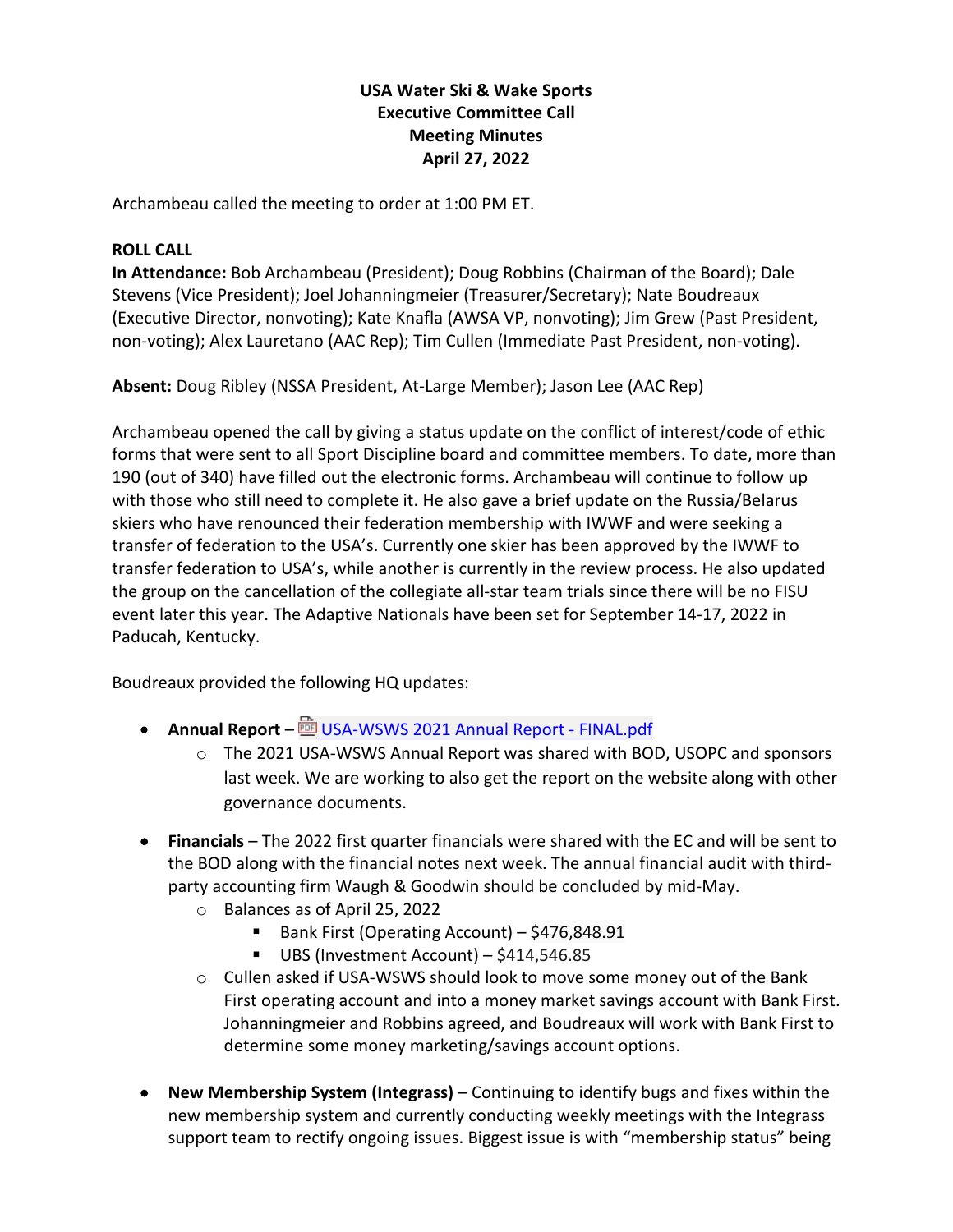**USA Water Ski & Wake Sports**
**Executive Committee Call**
**Meeting Minutes**
**April 27, 2022**

Archambeau called the meeting to order at 1:00 PM ET.

**ROLL CALL**

**In Attendance:** Bob Archambeau (President); Doug Robbins (Chairman of the Board); Dale Stevens (Vice President); Joel Johanningmeier (Treasurer/Secretary); Nate Boudreaux (Executive Director, nonvoting); Kate Knafla (AWSA VP, nonvoting); Jim Grew (Past President, non-voting); Alex Lauretano (AAC Rep); Tim Cullen (Immediate Past President, non-voting).

**Absent:** Doug Ribley (NSSA President, At-Large Member); Jason Lee (AAC Rep)

Archambeau opened the call by giving a status update on the conflict of interest/code of ethic forms that were sent to all Sport Discipline board and committee members. To date, more than 190 (out of 340) have filled out the electronic forms. Archambeau will continue to follow up with those who still need to complete it. He also gave a brief update on the Russia/Belarus skiers who have renounced their federation membership with IWWF and were seeking a transfer of federation to the USA's. Currently one skier has been approved by the IWWF to transfer federation to USA's, while another is currently in the review process. He also updated the group on the cancellation of the collegiate all-star team trials since there will be no FISU event later this year. The Adaptive Nationals have been set for September 14-17, 2022 in Paducah, Kentucky.

Boudreaux provided the following HQ updates:

- **Annual Report** – USA-WSWS 2021 Annual Report - FINAL.pdf
  - The 2021 USA-WSWS Annual Report was shared with BOD, USOPC and sponsors last week. We are working to also get the report on the website along with other governance documents.
- **Financials** – The 2022 first quarter financials were shared with the EC and will be sent to the BOD along with the financial notes next week. The annual financial audit with third-party accounting firm Waugh & Goodwin should be concluded by mid-May.
  - Balances as of April 25, 2022
    - Bank First (Operating Account) – $476,848.91
    - UBS (Investment Account) – $414,546.85
  - Cullen asked if USA-WSWS should look to move some money out of the Bank First operating account and into a money market savings account with Bank First. Johanningmeier and Robbins agreed, and Boudreaux will work with Bank First to determine some money marketing/savings account options.
- **New Membership System (Integrass)** – Continuing to identify bugs and fixes within the new membership system and currently conducting weekly meetings with the Integrass support team to rectify ongoing issues. Biggest issue is with "membership status" being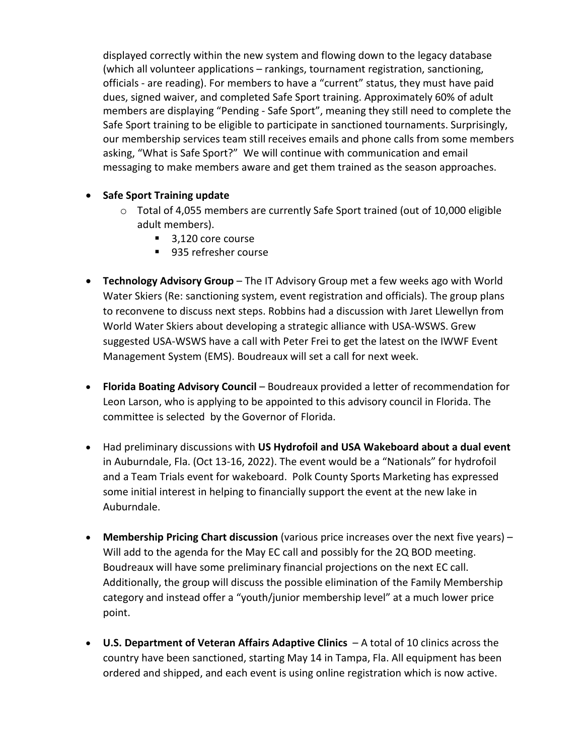displayed correctly within the new system and flowing down to the legacy database (which all volunteer applications – rankings, tournament registration, sanctioning, officials - are reading). For members to have a "current" status, they must have paid dues, signed waiver, and completed Safe Sport training. Approximately 60% of adult members are displaying "Pending - Safe Sport", meaning they still need to complete the Safe Sport training to be eligible to participate in sanctioned tournaments. Surprisingly, our membership services team still receives emails and phone calls from some members asking, "What is Safe Sport?" We will continue with communication and email messaging to make members aware and get them trained as the season approaches.

- **Safe Sport Training update**
  - Total of 4,055 members are currently Safe Sport trained (out of 10,000 eligible adult members).
    - 3,120 core course
    - 935 refresher course

- **Technology Advisory Group** – The IT Advisory Group met a few weeks ago with World Water Skiers (Re: sanctioning system, event registration and officials). The group plans to reconvene to discuss next steps. Robbins had a discussion with Jaret Llewellyn from World Water Skiers about developing a strategic alliance with USA-WSWS. Grew suggested USA-WSWS have a call with Peter Frei to get the latest on the IWWF Event Management System (EMS). Boudreaux will set a call for next week.

- **Florida Boating Advisory Council** – Boudreaux provided a letter of recommendation for Leon Larson, who is applying to be appointed to this advisory council in Florida. The committee is selected by the Governor of Florida.

- Had preliminary discussions with **US Hydrofoil and USA Wakeboard about a dual event** in Auburndale, Fla. (Oct 13-16, 2022). The event would be a "Nationals" for hydrofoil and a Team Trials event for wakeboard. Polk County Sports Marketing has expressed some initial interest in helping to financially support the event at the new lake in Auburndale.

- **Membership Pricing Chart discussion** (various price increases over the next five years) – Will add to the agenda for the May EC call and possibly for the 2Q BOD meeting. Boudreaux will have some preliminary financial projections on the next EC call. Additionally, the group will discuss the possible elimination of the Family Membership category and instead offer a "youth/junior membership level" at a much lower price point.

- **U.S. Department of Veteran Affairs Adaptive Clinics** – A total of 10 clinics across the country have been sanctioned, starting May 14 in Tampa, Fla. All equipment has been ordered and shipped, and each event is using online registration which is now active.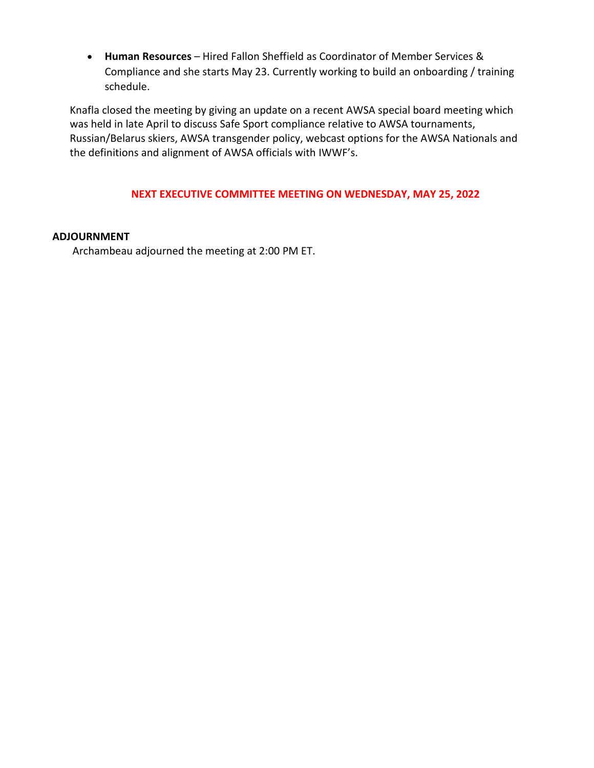- **Human Resources** – Hired Fallon Sheffield as Coordinator of Member Services & Compliance and she starts May 23. Currently working to build an onboarding / training schedule.

Knafla closed the meeting by giving an update on a recent AWSA special board meeting which was held in late April to discuss Safe Sport compliance relative to AWSA tournaments, Russian/Belarus skiers, AWSA transgender policy, webcast options for the AWSA Nationals and the definitions and alignment of AWSA officials with IWWF's.

**NEXT EXECUTIVE COMMITTEE MEETING ON WEDNESDAY, MAY 25, 2022**

**ADJOURNMENT**

Archambeau adjourned the meeting at 2:00 PM ET.